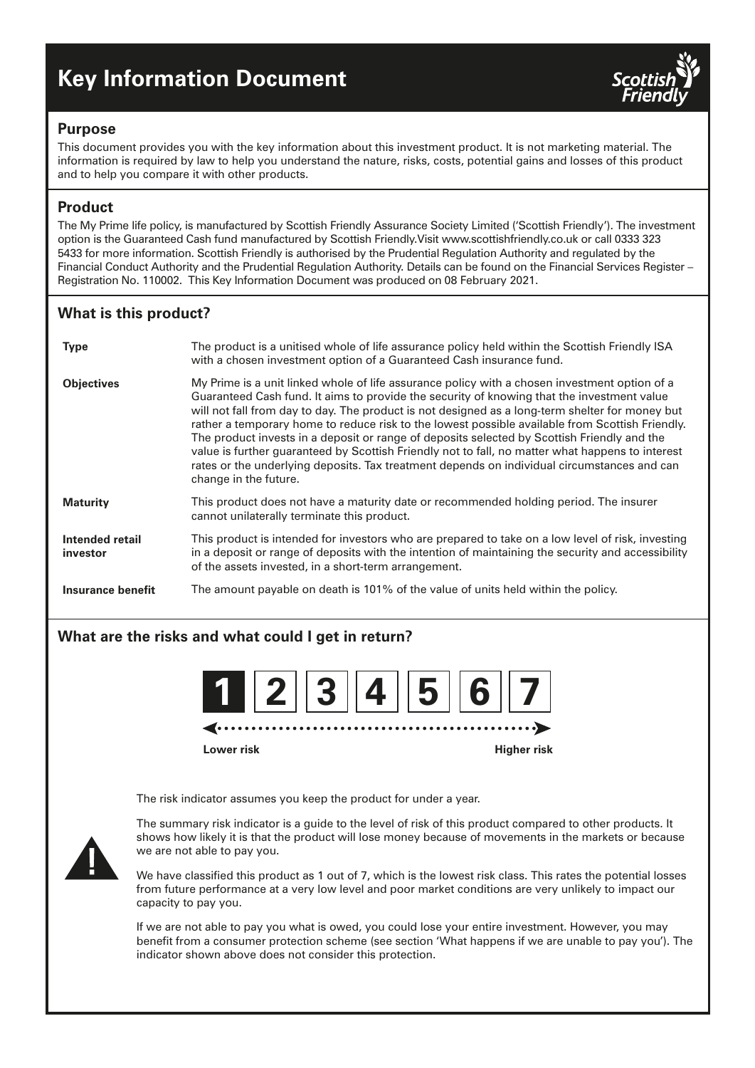# Key Information Document

## Purpose

This document provides you with the key information about this investment product. It is not marketing material. The information is required by law to help you understand the nature, risks, costs, potential gains and losses of this product and to help you compare it with other products.

## Product

The My Prime life policy, is manufactured by Scottish Friendly Assurance Society Limited ('Scottish Friendly'). The investment option is the Guaranteed Cash fund manufactured by Scottish Friendly.Visit www.scottishfriendly.co.uk or call 0333 323 5433 for more information. Scottish Friendly is authorised by the Prudential Regulation Authority and regulated by the Financial Conduct Authority and the Prudential Regulation Authority. Details can be found on the Financial Services Register – Registration No. 110002. This Key Information Document was produced on 08 February 2021.

## What is this product?

| | |
|---|---|
| **Type** | The product is a unitised whole of life assurance policy held within the Scottish Friendly ISA with a chosen investment option of a Guaranteed Cash insurance fund. |
| **Objectives** | My Prime is a unit linked whole of life assurance policy with a chosen investment option of a Guaranteed Cash fund. It aims to provide the security of knowing that the investment value will not fall from day to day. The product is not designed as a long-term shelter for money but rather a temporary home to reduce risk to the lowest possible available from Scottish Friendly. The product invests in a deposit or range of deposits selected by Scottish Friendly and the value is further guaranteed by Scottish Friendly not to fall, no matter what happens to interest rates or the underlying deposits. Tax treatment depends on individual circumstances and can change in the future. |
| **Maturity** | This product does not have a maturity date or recommended holding period. The insurer cannot unilaterally terminate this product. |
| **Intended retail investor** | This product is intended for investors who are prepared to take on a low level of risk, investing in a deposit or range of deposits with the intention of maintaining the security and accessibility of the assets invested, in a short-term arrangement. |
| **Insurance benefit** | The amount payable on death is 101% of the value of units held within the policy. |

## What are the risks and what could I get in return?

**1** | 2 | 3 | 4 | 5 | 6 | 7

**Lower risk** — **Higher risk**

The risk indicator assumes you keep the product for under a year.

The summary risk indicator is a guide to the level of risk of this product compared to other products. It shows how likely it is that the product will lose money because of movements in the markets or because we are not able to pay you.

We have classified this product as 1 out of 7, which is the lowest risk class. This rates the potential losses from future performance at a very low level and poor market conditions are very unlikely to impact our capacity to pay you.

If we are not able to pay you what is owed, you could lose your entire investment. However, you may benefit from a consumer protection scheme (see section 'What happens if we are unable to pay you'). The indicator shown above does not consider this protection.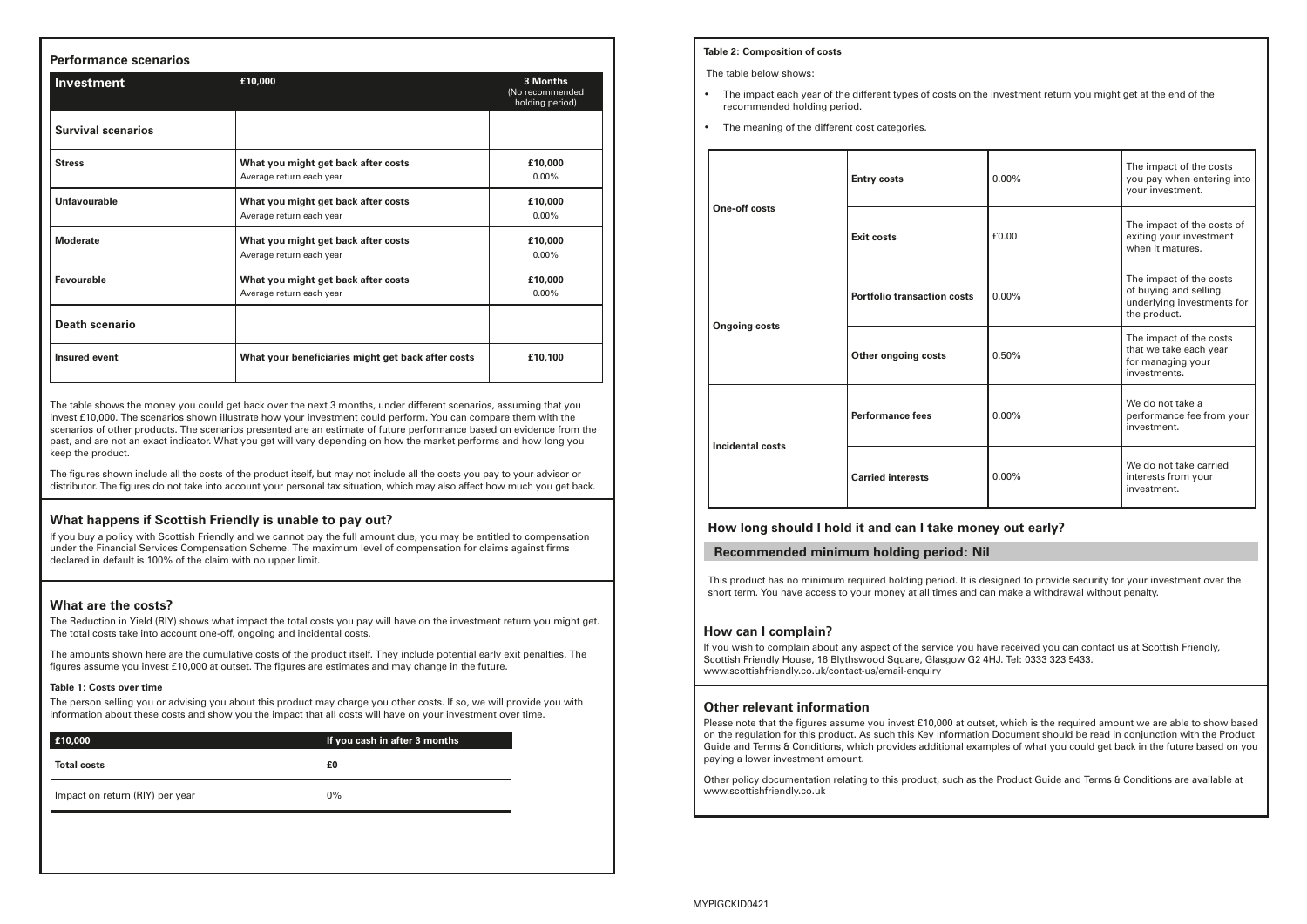### Performance scenarios

| Investment | £10,000 | 3 Months (No recommended holding period) |
|---|---|---|
| **Survival scenarios** | | |
| **Stress** | What you might get back after costs<br>Average return each year | £10,000<br>0.00% |
| **Unfavourable** | What you might get back after costs<br>Average return each year | £10,000<br>0.00% |
| **Moderate** | What you might get back after costs<br>Average return each year | £10,000<br>0.00% |
| **Favourable** | What you might get back after costs<br>Average return each year | £10,000<br>0.00% |
| **Death scenario** | | |
| **Insured event** | What your beneficiaries might get back after costs | £10,100 |

The table shows the money you could get back over the next 3 months, under different scenarios, assuming that you invest £10,000. The scenarios shown illustrate how your investment could perform. You can compare them with the scenarios of other products. The scenarios presented are an estimate of future performance based on evidence from the past, and are not an exact indicator. What you get will vary depending on how the market performs and how long you keep the product.

The figures shown include all the costs of the product itself, but may not include all the costs you pay to your advisor or distributor. The figures do not take into account your personal tax situation, which may also affect how much you get back.

## What happens if Scottish Friendly is unable to pay out?

If you buy a policy with Scottish Friendly and we cannot pay the full amount due, you may be entitled to compensation under the Financial Services Compensation Scheme. The maximum level of compensation for claims against firms declared in default is 100% of the claim with no upper limit.

## What are the costs?

The Reduction in Yield (RIY) shows what impact the total costs you pay will have on the investment return you might get. The total costs take into account one-off, ongoing and incidental costs.

The amounts shown here are the cumulative costs of the product itself. They include potential early exit penalties. The figures assume you invest £10,000 at outset. The figures are estimates and may change in the future.

**Table 1: Costs over time**

The person selling you or advising you about this product may charge you other costs. If so, we will provide you with information about these costs and show you the impact that all costs will have on your investment over time.

| £10,000 | If you cash in after 3 months |
|---|---|
| **Total costs** | £0 |
| Impact on return (RIY) per year | 0% |

**Table 2: Composition of costs**

The table below shows:

- The impact each year of the different types of costs on the investment return you might get at the end of the recommended holding period.
- The meaning of the different cost categories.

| | | | |
|---|---|---|---|
| **One-off costs** | **Entry costs** | 0.00% | The impact of the costs you pay when entering into your investment. |
| | **Exit costs** | £0.00 | The impact of the costs of exiting your investment when it matures. |
| **Ongoing costs** | **Portfolio transaction costs** | 0.00% | The impact of the costs of buying and selling underlying investments for the product. |
| | **Other ongoing costs** | 0.50% | The impact of the costs that we take each year for managing your investments. |
| **Incidental costs** | **Performance fees** | 0.00% | We do not take a performance fee from your investment. |
| | **Carried interests** | 0.00% | We do not take carried interests from your investment. |

## How long should I hold it and can I take money out early?

**Recommended minimum holding period: Nil**

This product has no minimum required holding period. It is designed to provide security for your investment over the short term. You have access to your money at all times and can make a withdrawal without penalty.

## How can I complain?

If you wish to complain about any aspect of the service you have received you can contact us at Scottish Friendly, Scottish Friendly House, 16 Blythswood Square, Glasgow G2 4HJ. Tel: 0333 323 5433. www.scottishfriendly.co.uk/contact-us/email-enquiry

## Other relevant information

Please note that the figures assume you invest £10,000 at outset, which is the required amount we are able to show based on the regulation for this product. As such this Key Information Document should be read in conjunction with the Product Guide and Terms & Conditions, which provides additional examples of what you could get back in the future based on you paying a lower investment amount.

Other policy documentation relating to this product, such as the Product Guide and Terms & Conditions are available at www.scottishfriendly.co.uk

MYPIGCKID0421